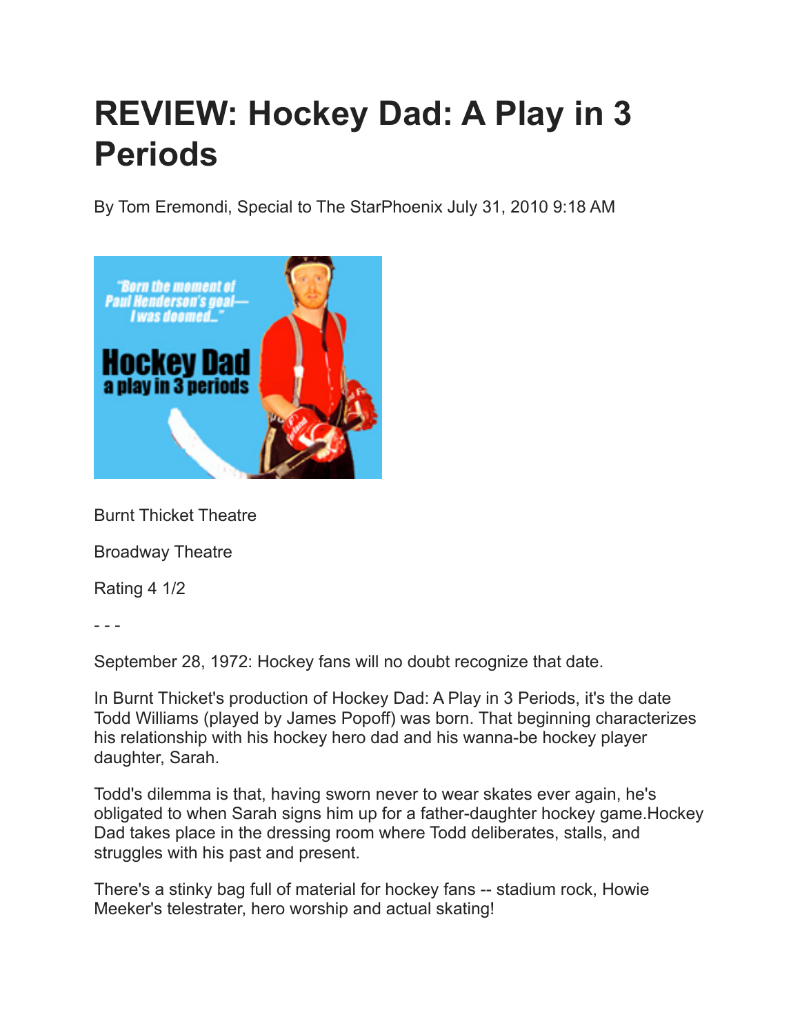# REVIEW: Hockey Dad: A Play in 3 Periods

By Tom Eremondi, Special to The StarPhoenix July 31, 2010 9:18 AM

Burnt Thicket Theatre

Broadway Theatre

Rating 4 1/2

- - -

September 28, 1972: Hockey fans will no doubt recognize that date.

In Burnt Thicket's production of Hockey Dad: A Play in 3 Periods, it's the date Todd Williams (played by James Popoff) was born. That beginning characterizes his relationship with his hockey hero dad and his wanna-be hockey player daughter, Sarah.

Todd's dilemma is that, having sworn never to wear skates ever again, he's obligated to when Sarah signs him up for a father-daughter hockey game.Hockey Dad takes place in the dressing room where Todd deliberates, stalls, and struggles with his past and present.

There's a stinky bag full of material for hockey fans -- stadium rock, Howie Meeker's telestrater, hero worship and actual skating!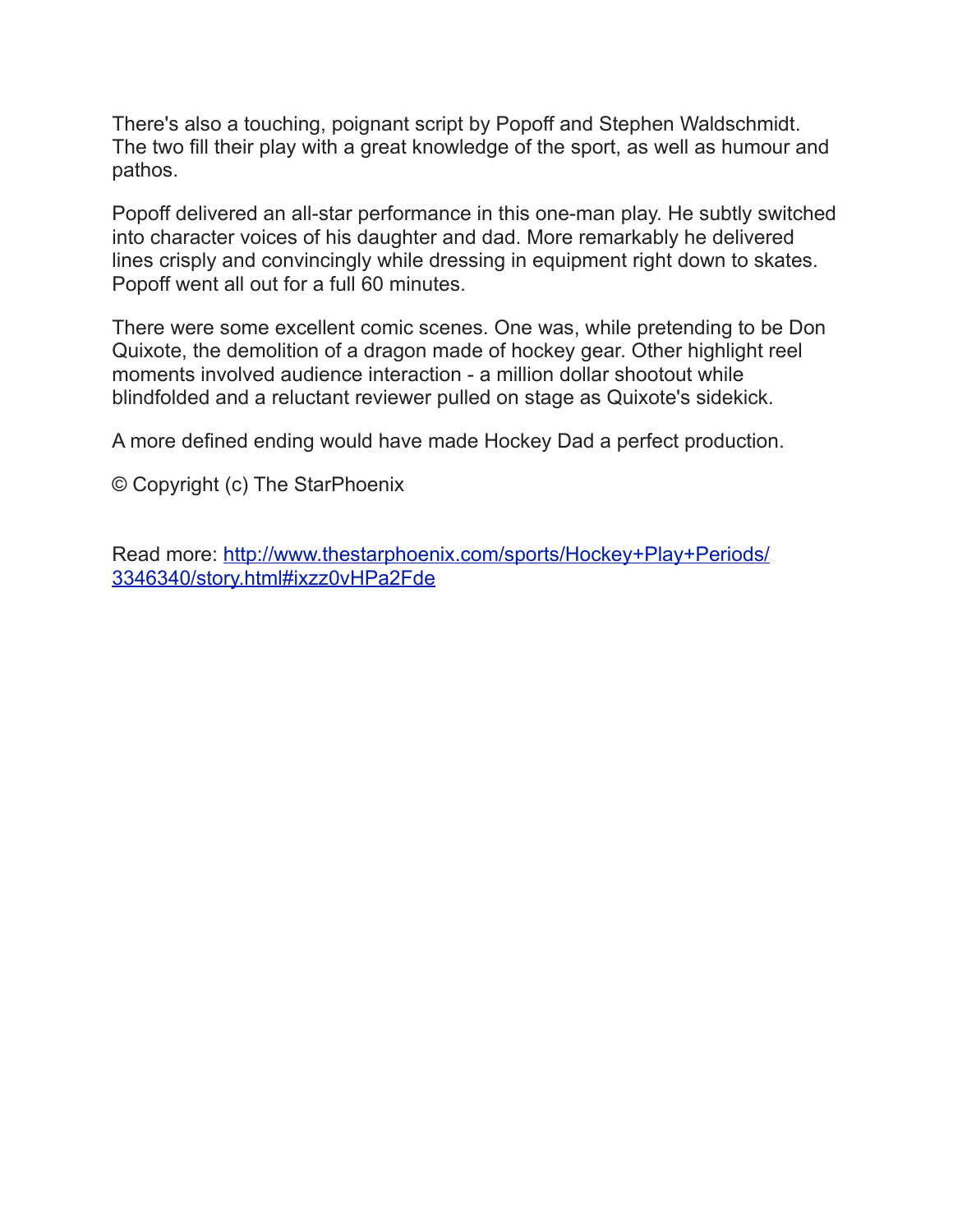There's also a touching, poignant script by Popoff and Stephen Waldschmidt. The two fill their play with a great knowledge of the sport, as well as humour and pathos.

Popoff delivered an all-star performance in this one-man play. He subtly switched into character voices of his daughter and dad. More remarkably he delivered lines crisply and convincingly while dressing in equipment right down to skates. Popoff went all out for a full 60 minutes.

There were some excellent comic scenes. One was, while pretending to be Don Quixote, the demolition of a dragon made of hockey gear. Other highlight reel moments involved audience interaction - a million dollar shootout while blindfolded and a reluctant reviewer pulled on stage as Quixote's sidekick.

A more defined ending would have made Hockey Dad a perfect production.

© Copyright (c) The StarPhoenix

Read more: [http://www.thestarphoenix.com/sports/Hockey+Play+Periods/3346340/story.html#ixzz0vHPa2Fde](http://www.thestarphoenix.com/sports/Hockey+Play+Periods/3346340/story.html#ixzz0vHPa2Fde)